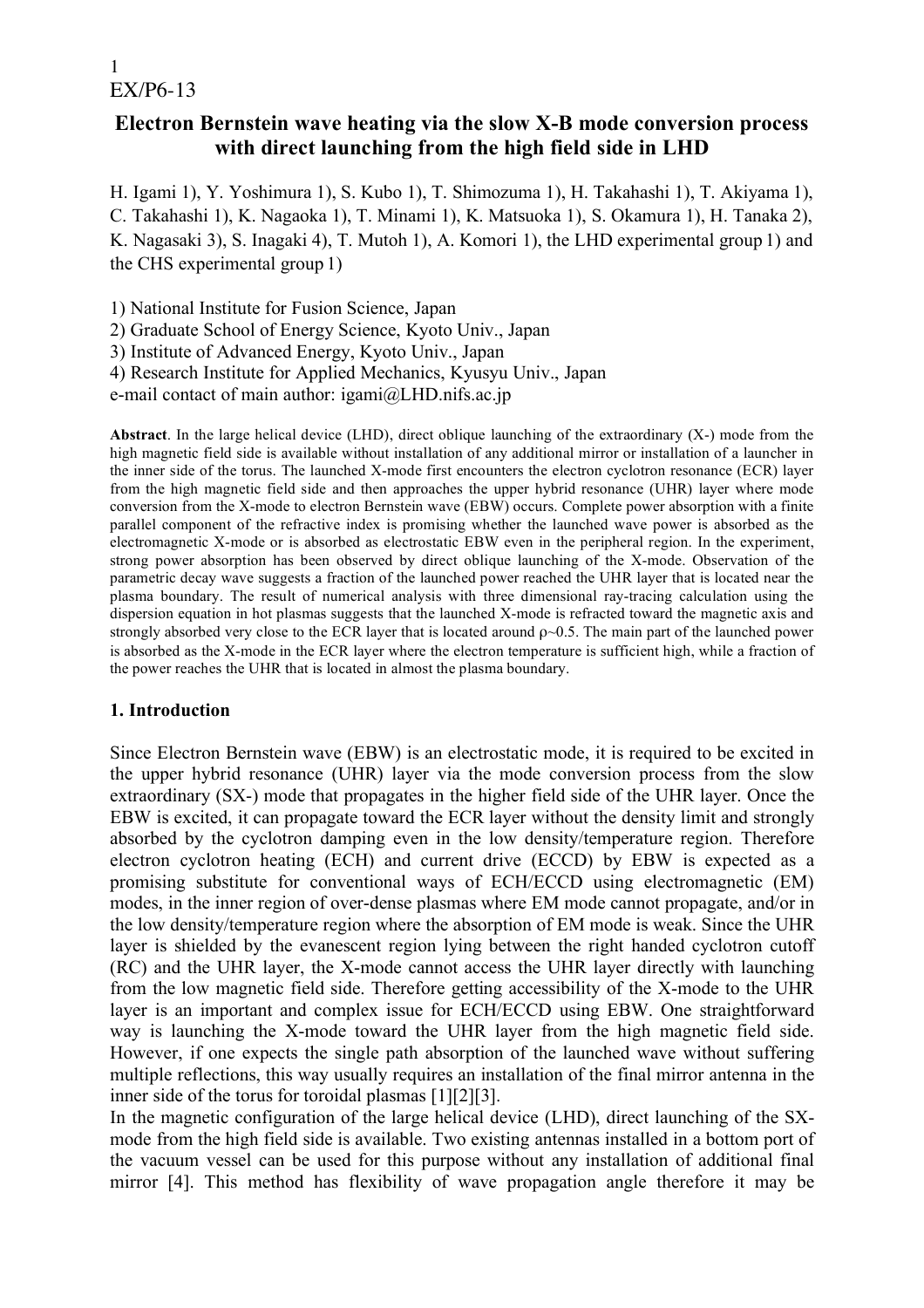EX/P6-13

# Electron Bernstein wave heating via the slow X-B mode conversion process with direct launching from the high field side in LHD

H. Igami 1), Y. Yoshimura 1), S. Kubo 1), T. Shimozuma 1), H. Takahashi 1), T. Akiyama 1), C. Takahashi 1), K. Nagaoka 1), T. Minami 1), K. Matsuoka 1), S. Okamura 1), H. Tanaka 2), K. Nagasaki 3), S. Inagaki 4), T. Mutoh 1), A. Komori 1), the LHD experimental group 1) and the CHS experimental group 1)

1) National Institute for Fusion Science, Japan
2) Graduate School of Energy Science, Kyoto Univ., Japan
3) Institute of Advanced Energy, Kyoto Univ., Japan
4) Research Institute for Applied Mechanics, Kyusyu Univ., Japan
e-mail contact of main author: igami@LHD.nifs.ac.jp

**Abstract**. In the large helical device (LHD), direct oblique launching of the extraordinary (X-) mode from the high magnetic field side is available without installation of any additional mirror or installation of a launcher in the inner side of the torus. The launched X-mode first encounters the electron cyclotron resonance (ECR) layer from the high magnetic field side and then approaches the upper hybrid resonance (UHR) layer where mode conversion from the X-mode to electron Bernstein wave (EBW) occurs. Complete power absorption with a finite parallel component of the refractive index is promising whether the launched wave power is absorbed as the electromagnetic X-mode or is absorbed as electrostatic EBW even in the peripheral region. In the experiment, strong power absorption has been observed by direct oblique launching of the X-mode. Observation of the parametric decay wave suggests a fraction of the launched power reached the UHR layer that is located near the plasma boundary. The result of numerical analysis with three dimensional ray-tracing calculation using the dispersion equation in hot plasmas suggests that the launched X-mode is refracted toward the magnetic axis and strongly absorbed very close to the ECR layer that is located around $\rho$~0.5. The main part of the launched power is absorbed as the X-mode in the ECR layer where the electron temperature is sufficient high, while a fraction of the power reaches the UHR that is located in almost the plasma boundary.

## 1. Introduction

Since Electron Bernstein wave (EBW) is an electrostatic mode, it is required to be excited in the upper hybrid resonance (UHR) layer via the mode conversion process from the slow extraordinary (SX-) mode that propagates in the higher field side of the UHR layer. Once the EBW is excited, it can propagate toward the ECR layer without the density limit and strongly absorbed by the cyclotron damping even in the low density/temperature region. Therefore electron cyclotron heating (ECH) and current drive (ECCD) by EBW is expected as a promising substitute for conventional ways of ECH/ECCD using electromagnetic (EM) modes, in the inner region of over-dense plasmas where EM mode cannot propagate, and/or in the low density/temperature region where the absorption of EM mode is weak. Since the UHR layer is shielded by the evanescent region lying between the right handed cyclotron cutoff (RC) and the UHR layer, the X-mode cannot access the UHR layer directly with launching from the low magnetic field side. Therefore getting accessibility of the X-mode to the UHR layer is an important and complex issue for ECH/ECCD using EBW. One straightforward way is launching the X-mode toward the UHR layer from the high magnetic field side. However, if one expects the single path absorption of the launched wave without suffering multiple reflections, this way usually requires an installation of the final mirror antenna in the inner side of the torus for toroidal plasmas [1][2][3].

In the magnetic configuration of the large helical device (LHD), direct launching of the SX-mode from the high field side is available. Two existing antennas installed in a bottom port of the vacuum vessel can be used for this purpose without any installation of additional final mirror [4]. This method has flexibility of wave propagation angle therefore it may be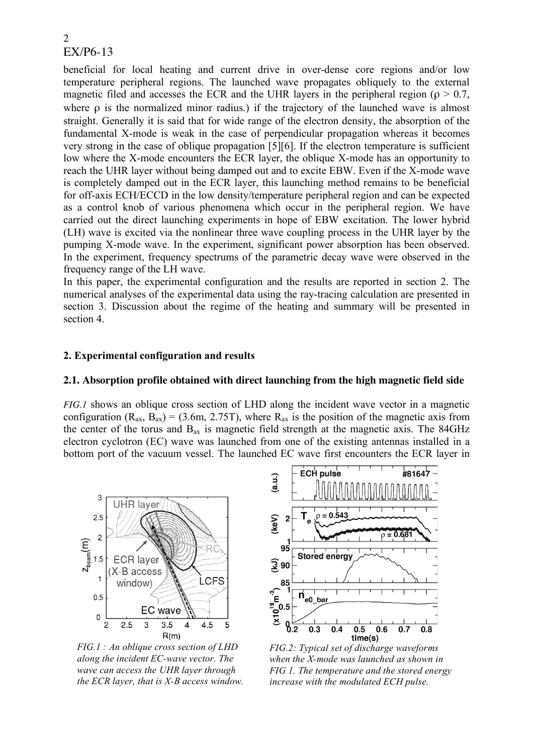beneficial for local heating and current drive in over-dense core regions and/or low temperature peripheral regions. The launched wave propagates obliquely to the external magnetic filed and accesses the ECR and the UHR layers in the peripheral region ($\rho > 0.7$, where $\rho$ is the normalized minor radius.) if the trajectory of the launched wave is almost straight. Generally it is said that for wide range of the electron density, the absorption of the fundamental X-mode is weak in the case of perpendicular propagation whereas it becomes very strong in the case of oblique propagation [5][6]. If the electron temperature is sufficient low where the X-mode encounters the ECR layer, the oblique X-mode has an opportunity to reach the UHR layer without being damped out and to excite EBW. Even if the X-mode wave is completely damped out in the ECR layer, this launching method remains to be beneficial for off-axis ECH/ECCD in the low density/temperature peripheral region and can be expected as a control knob of various phenomena which occur in the peripheral region. We have carried out the direct launching experiments in hope of EBW excitation. The lower hybrid (LH) wave is excited via the nonlinear three wave coupling process in the UHR layer by the pumping X-mode wave. In the experiment, significant power absorption has been observed. In the experiment, frequency spectrums of the parametric decay wave were observed in the frequency range of the LH wave.

In this paper, the experimental configuration and the results are reported in section 2. The numerical analyses of the experimental data using the ray-tracing calculation are presented in section 3. Discussion about the regime of the heating and summary will be presented in section 4.

## 2. Experimental configuration and results

### 2.1. Absorption profile obtained with direct launching from the high magnetic field side

*FIG.1* shows an oblique cross section of LHD along the incident wave vector in a magnetic configuration ($R_{ax}$, $B_{ax}$) = (3.6m, 2.75T), where $R_{ax}$ is the position of the magnetic axis from the center of the torus and $B_{ax}$ is magnetic field strength at the magnetic axis. The 84GHz electron cyclotron (EC) wave was launched from one of the existing antennas installed in a bottom port of the vacuum vessel. The launched EC wave first encounters the ECR layer in

*FIG.1 : An oblique cross section of LHD along the incident EC-wave vector. The wave can access the UHR layer through the ECR layer, that is X-B access window.*

*FIG.2: Typical set of discharge waveforms when the X-mode was launched as shown in FIG 1. The temperature and the stored energy increase with the modulated ECH pulse.*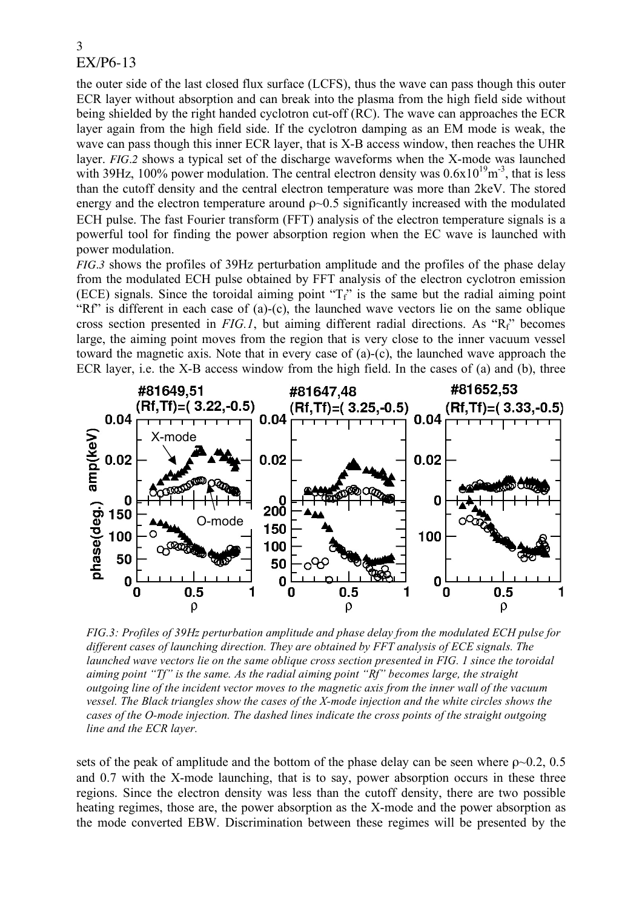the outer side of the last closed flux surface (LCFS), thus the wave can pass though this outer ECR layer without absorption and can break into the plasma from the high field side without being shielded by the right handed cyclotron cut-off (RC). The wave can approaches the ECR layer again from the high field side. If the cyclotron damping as an EM mode is weak, the wave can pass though this inner ECR layer, that is X-B access window, then reaches the UHR layer. *FIG.2* shows a typical set of the discharge waveforms when the X-mode was launched with 39Hz, 100% power modulation. The central electron density was $0.6 \times 10^{19}\mathrm{m}^{-3}$, that is less than the cutoff density and the central electron temperature was more than 2keV. The stored energy and the electron temperature around $\rho \sim 0.5$ significantly increased with the modulated ECH pulse. The fast Fourier transform (FFT) analysis of the electron temperature signals is a powerful tool for finding the power absorption region when the EC wave is launched with power modulation.

*FIG.3* shows the profiles of 39Hz perturbation amplitude and the profiles of the phase delay from the modulated ECH pulse obtained by FFT analysis of the electron cyclotron emission (ECE) signals. Since the toroidal aiming point "$T_f$" is the same but the radial aiming point "Rf" is different in each case of (a)-(c), the launched wave vectors lie on the same oblique cross section presented in *FIG.1*, but aiming different radial directions. As "$R_f$" becomes large, the aiming point moves from the region that is very close to the inner vacuum vessel toward the magnetic axis. Note that in every case of (a)-(c), the launched wave approach the ECR layer, i.e. the X-B access window from the high field. In the cases of (a) and (b), three

*FIG.3: Profiles of 39Hz perturbation amplitude and phase delay from the modulated ECH pulse for different cases of launching direction. They are obtained by FFT analysis of ECE signals. The launched wave vectors lie on the same oblique cross section presented in FIG. 1 since the toroidal aiming point "Tf" is the same. As the radial aiming point "Rf" becomes large, the straight outgoing line of the incident vector moves to the magnetic axis from the inner wall of the vacuum vessel. The Black triangles show the cases of the X-mode injection and the white circles shows the cases of the O-mode injection. The dashed lines indicate the cross points of the straight outgoing line and the ECR layer.*

sets of the peak of amplitude and the bottom of the phase delay can be seen where $\rho \sim 0.2$, 0.5 and 0.7 with the X-mode launching, that is to say, power absorption occurs in these three regions. Since the electron density was less than the cutoff density, there are two possible heating regimes, those are, the power absorption as the X-mode and the power absorption as the mode converted EBW. Discrimination between these regimes will be presented by the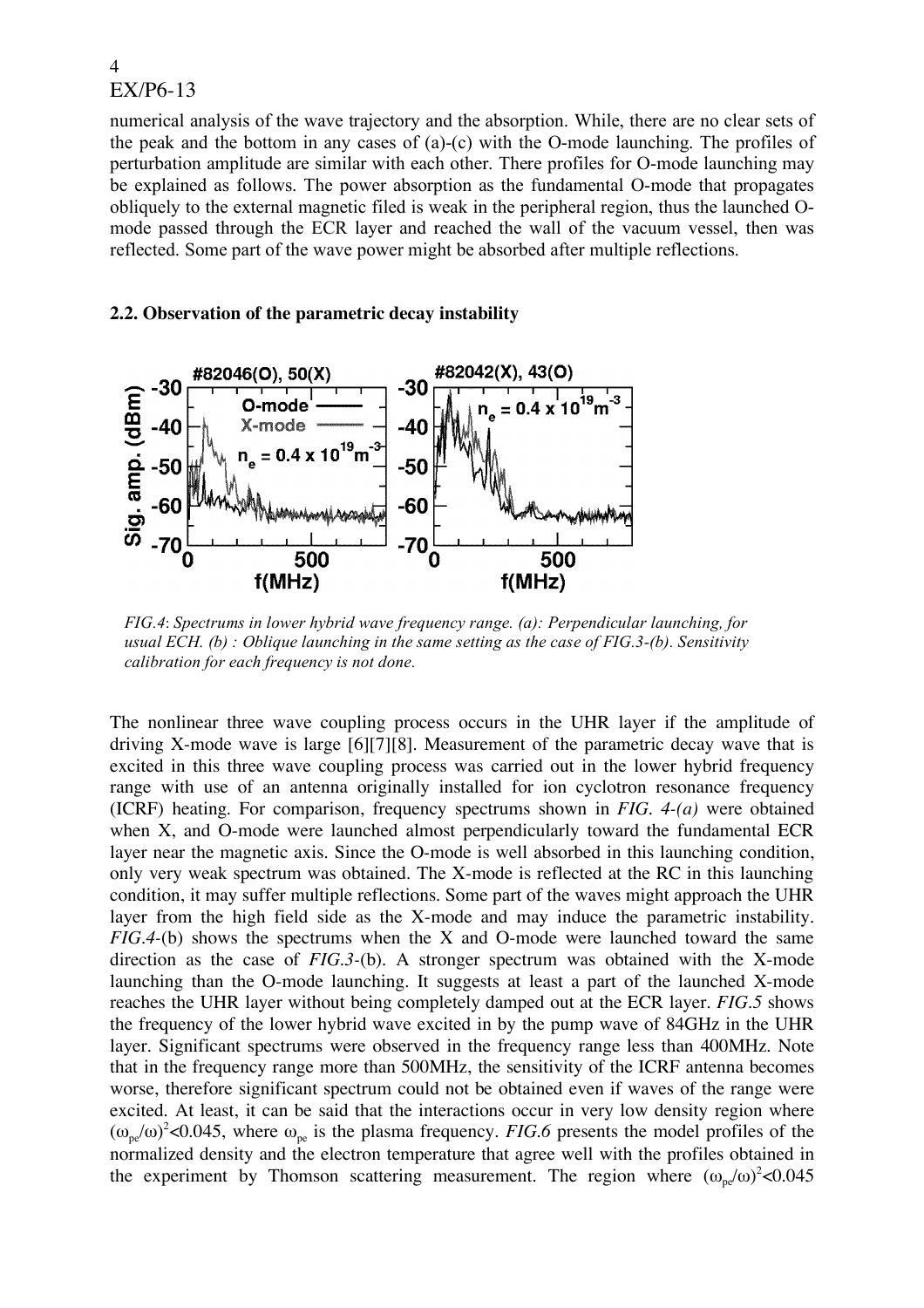numerical analysis of the wave trajectory and the absorption. While, there are no clear sets of the peak and the bottom in any cases of (a)-(c) with the O-mode launching. The profiles of perturbation amplitude are similar with each other. There profiles for O-mode launching may be explained as follows. The power absorption as the fundamental O-mode that propagates obliquely to the external magnetic filed is weak in the peripheral region, thus the launched O-mode passed through the ECR layer and reached the wall of the vacuum vessel, then was reflected. Some part of the wave power might be absorbed after multiple reflections.

### 2.2. Observation of the parametric decay instability

*FIG.4*: *Spectrums in lower hybrid wave frequency range. (a): Perpendicular launching, for usual ECH. (b) : Oblique launching in the same setting as the case of FIG.3-(b). Sensitivity calibration for each frequency is not done.*

The nonlinear three wave coupling process occurs in the UHR layer if the amplitude of driving X-mode wave is large [6][7][8]. Measurement of the parametric decay wave that is excited in this three wave coupling process was carried out in the lower hybrid frequency range with use of an antenna originally installed for ion cyclotron resonance frequency (ICRF) heating. For comparison, frequency spectrums shown in *FIG. 4-(a)* were obtained when X, and O-mode were launched almost perpendicularly toward the fundamental ECR layer near the magnetic axis. Since the O-mode is well absorbed in this launching condition, only very weak spectrum was obtained. The X-mode is reflected at the RC in this launching condition, it may suffer multiple reflections. Some part of the waves might approach the UHR layer from the high field side as the X-mode and may induce the parametric instability. *FIG.4*-(b) shows the spectrums when the X and O-mode were launched toward the same direction as the case of *FIG.3*-(b). A stronger spectrum was obtained with the X-mode launching than the O-mode launching. It suggests at least a part of the launched X-mode reaches the UHR layer without being completely damped out at the ECR layer. *FIG.5* shows the frequency of the lower hybrid wave excited in by the pump wave of 84GHz in the UHR layer. Significant spectrums were observed in the frequency range less than 400MHz. Note that in the frequency range more than 500MHz, the sensitivity of the ICRF antenna becomes worse, therefore significant spectrum could not be obtained even if waves of the range were excited. At least, it can be said that the interactions occur in very low density region where $(\omega_{pe}/\omega)^2<0.045$, where $\omega_{pe}$ is the plasma frequency. *FIG.6* presents the model profiles of the normalized density and the electron temperature that agree well with the profiles obtained in the experiment by Thomson scattering measurement. The region where $(\omega_{pe}/\omega)^2<0.045$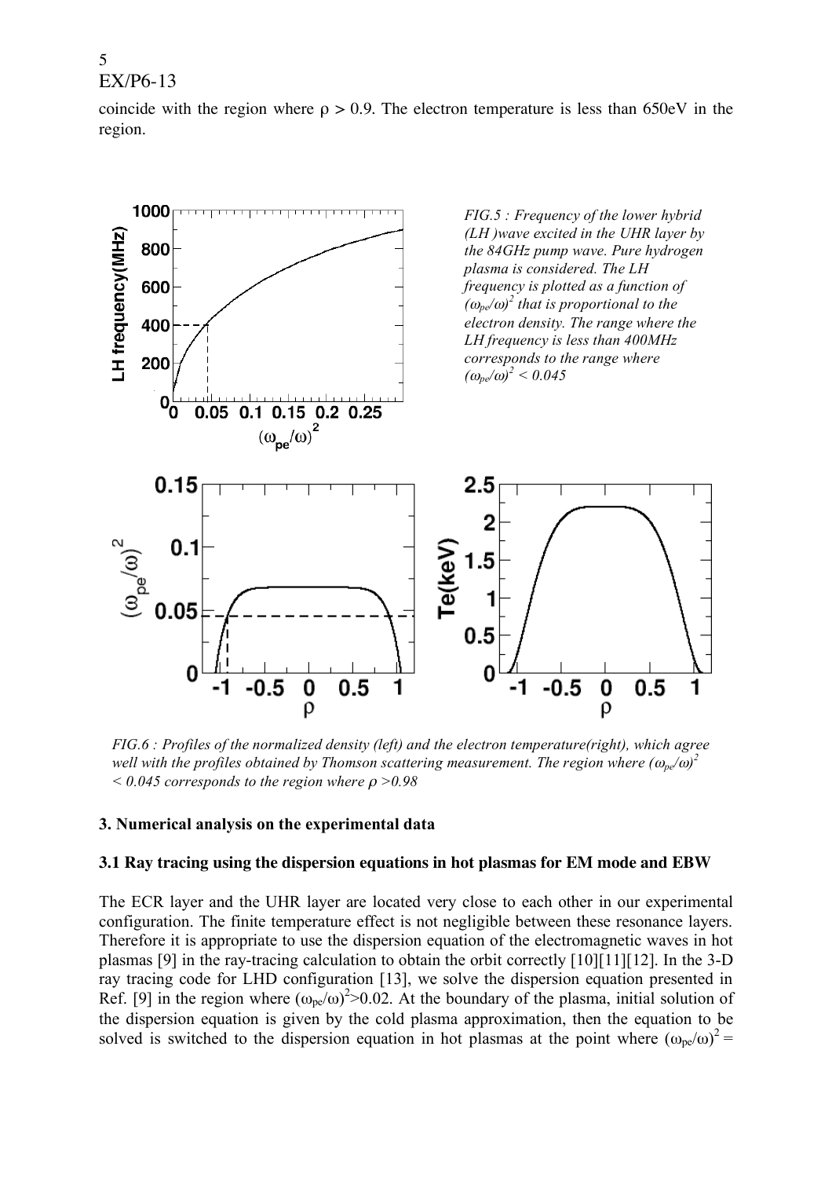coincide with the region where $\rho > 0.9$. The electron temperature is less than 650eV in the region.

*FIG.5 : Frequency of the lower hybrid (LH )wave excited in the UHR layer by the 84GHz pump wave. Pure hydrogen plasma is considered. The LH frequency is plotted as a function of $(\omega_{pe}/\omega)^2$ that is proportional to the electron density. The range where the LH frequency is less than 400MHz corresponds to the range where $(\omega_{pe}/\omega)^2 < 0.045$*

*FIG.6 : Profiles of the normalized density (left) and the electron temperature(right), which agree well with the profiles obtained by Thomson scattering measurement. The region where $(\omega_{pe}/\omega)^2 < 0.045$ corresponds to the region where $\rho > 0.98$*

### 3. Numerical analysis on the experimental data

#### 3.1 Ray tracing using the dispersion equations in hot plasmas for EM mode and EBW

The ECR layer and the UHR layer are located very close to each other in our experimental configuration. The finite temperature effect is not negligible between these resonance layers. Therefore it is appropriate to use the dispersion equation of the electromagnetic waves in hot plasmas [9] in the ray-tracing calculation to obtain the orbit correctly [10][11][12]. In the 3-D ray tracing code for LHD configuration [13], we solve the dispersion equation presented in Ref. [9] in the region where $(\omega_{pe}/\omega)^2 > 0.02$. At the boundary of the plasma, initial solution of the dispersion equation is given by the cold plasma approximation, then the equation to be solved is switched to the dispersion equation in hot plasmas at the point where $(\omega_{pe}/\omega)^2 =$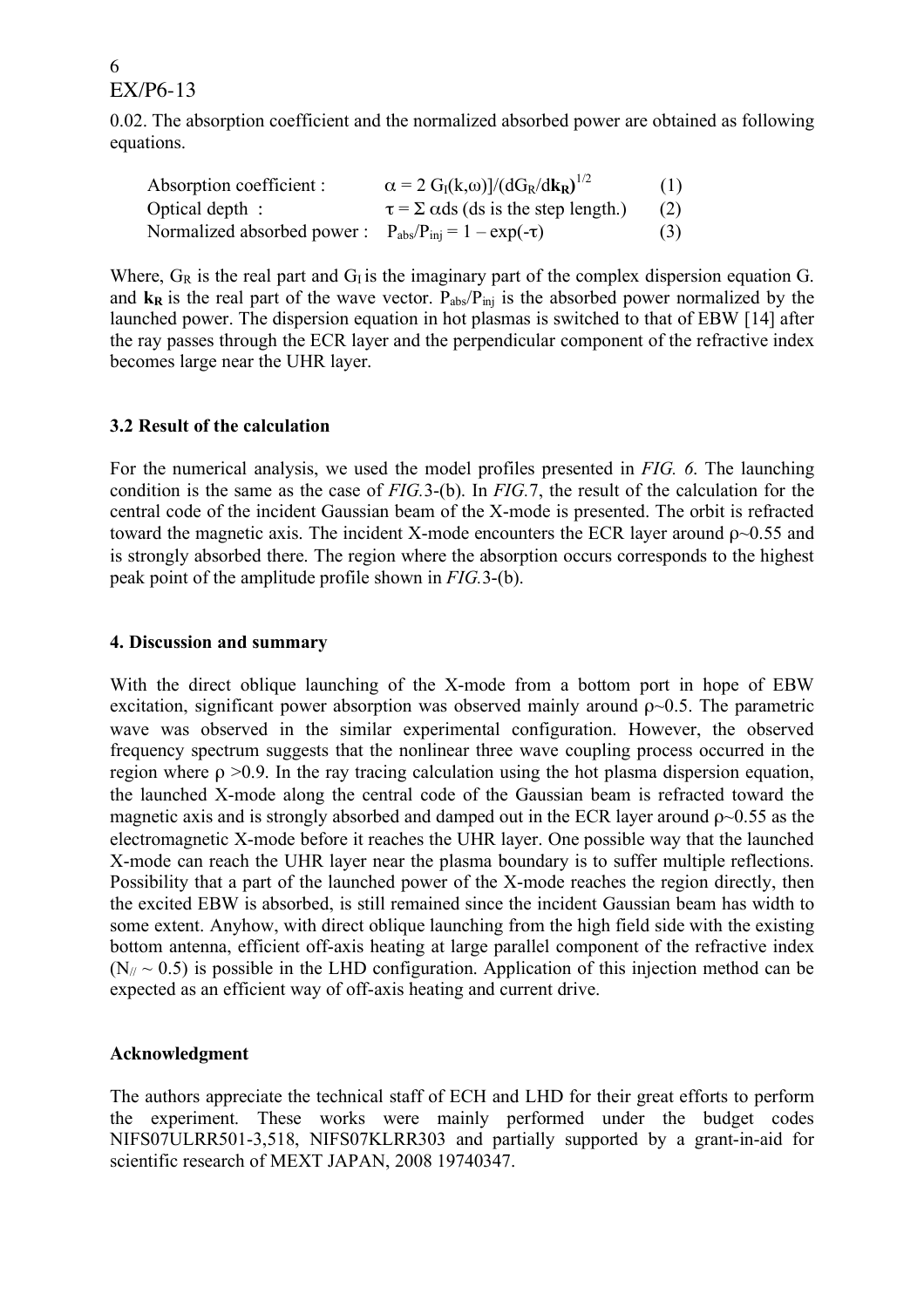0.02. The absorption coefficient and the normalized absorbed power are obtained as following equations.

| | | |
|---|---|---|
| Absorption coefficient : | $\alpha = 2\, G_I(k,\omega)]/(dG_R/d\mathbf{k_R})^{1/2}$ | (1) |
| Optical depth : | $\tau = \Sigma\, \alpha ds$ (ds is the step length.) | (2) |
| Normalized absorbed power : | $P_{abs}/P_{inj} = 1 - \exp(-\tau)$ | (3) |

Where, $G_R$ is the real part and $G_I$ is the imaginary part of the complex dispersion equation G. and $\mathbf{k_R}$ is the real part of the wave vector. $P_{abs}/P_{inj}$ is the absorbed power normalized by the launched power. The dispersion equation in hot plasmas is switched to that of EBW [14] after the ray passes through the ECR layer and the perpendicular component of the refractive index becomes large near the UHR layer.

### 3.2 Result of the calculation

For the numerical analysis, we used the model profiles presented in *FIG. 6*. The launching condition is the same as the case of *FIG.*3-(b). In *FIG.*7, the result of the calculation for the central code of the incident Gaussian beam of the X-mode is presented. The orbit is refracted toward the magnetic axis. The incident X-mode encounters the ECR layer around $\rho$~0.55 and is strongly absorbed there. The region where the absorption occurs corresponds to the highest peak point of the amplitude profile shown in *FIG.*3-(b).

## 4. Discussion and summary

With the direct oblique launching of the X-mode from a bottom port in hope of EBW excitation, significant power absorption was observed mainly around $\rho$~0.5. The parametric wave was observed in the similar experimental configuration. However, the observed frequency spectrum suggests that the nonlinear three wave coupling process occurred in the region where $\rho > 0.9$. In the ray tracing calculation using the hot plasma dispersion equation, the launched X-mode along the central code of the Gaussian beam is refracted toward the magnetic axis and is strongly absorbed and damped out in the ECR layer around $\rho$~0.55 as the electromagnetic X-mode before it reaches the UHR layer. One possible way that the launched X-mode can reach the UHR layer near the plasma boundary is to suffer multiple reflections. Possibility that a part of the launched power of the X-mode reaches the region directly, then the excited EBW is absorbed, is still remained since the incident Gaussian beam has width to some extent. Anyhow, with direct oblique launching from the high field side with the existing bottom antenna, efficient off-axis heating at large parallel component of the refractive index ($N_{//} \sim 0.5$) is possible in the LHD configuration. Application of this injection method can be expected as an efficient way of off-axis heating and current drive.

## Acknowledgment

The authors appreciate the technical staff of ECH and LHD for their great efforts to perform the experiment. These works were mainly performed under the budget codes NIFS07ULRR501-3,518, NIFS07KLRR303 and partially supported by a grant-in-aid for scientific research of MEXT JAPAN, 2008 19740347.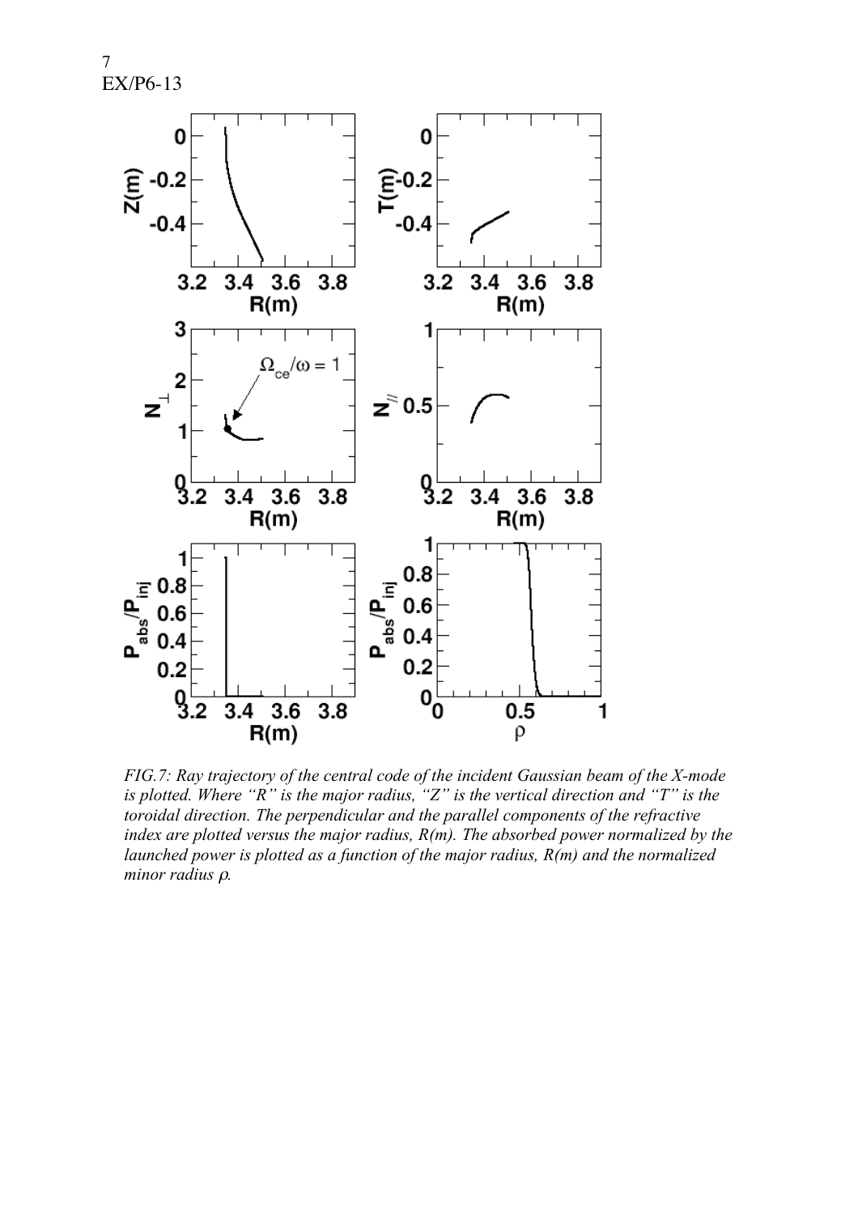*FIG.7: Ray trajectory of the central code of the incident Gaussian beam of the X-mode is plotted. Where "R" is the major radius, "Z" is the vertical direction and "T" is the toroidal direction. The perpendicular and the parallel components of the refractive index are plotted versus the major radius, R(m). The absorbed power normalized by the launched power is plotted as a function of the major radius, R(m) and the normalized minor radius* $\rho$.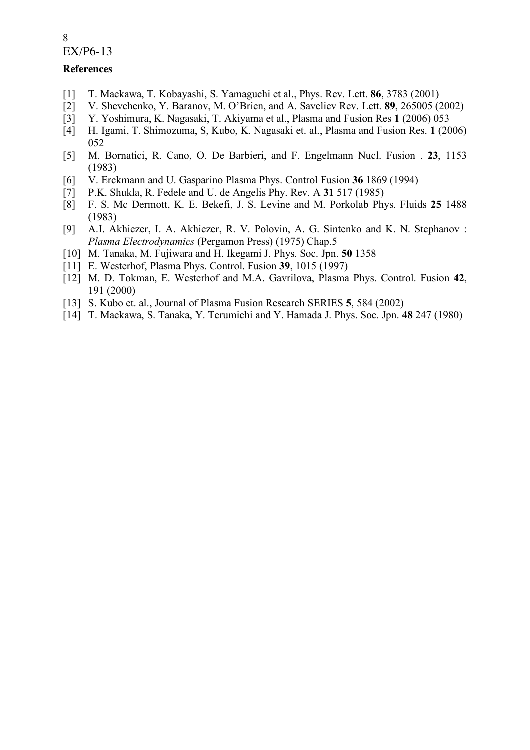**References**

[1] T. Maekawa, T. Kobayashi, S. Yamaguchi et al., Phys. Rev. Lett. **86**, 3783 (2001)

[2] V. Shevchenko, Y. Baranov, M. O'Brien, and A. Saveliev Rev. Lett. **89**, 265005 (2002)

[3] Y. Yoshimura, K. Nagasaki, T. Akiyama et al., Plasma and Fusion Res **1** (2006) 053

[4] H. Igami, T. Shimozuma, S, Kubo, K. Nagasaki et. al., Plasma and Fusion Res. **1** (2006) 052

[5] M. Bornatici, R. Cano, O. De Barbieri, and F. Engelmann Nucl. Fusion . **23**, 1153 (1983)

[6] V. Erckmann and U. Gasparino Plasma Phys. Control Fusion **36** 1869 (1994)

[7] P.K. Shukla, R. Fedele and U. de Angelis Phy. Rev. A **31** 517 (1985)

[8] F. S. Mc Dermott, K. E. Bekefi, J. S. Levine and M. Porkolab Phys. Fluids **25** 1488 (1983)

[9] A.I. Akhiezer, I. A. Akhiezer, R. V. Polovin, A. G. Sintenko and K. N. Stephanov : *Plasma Electrodynamics* (Pergamon Press) (1975) Chap.5

[10] M. Tanaka, M. Fujiwara and H. Ikegami J. Phys. Soc. Jpn. **50** 1358

[11] E. Westerhof, Plasma Phys. Control. Fusion **39**, 1015 (1997)

[12] M. D. Tokman, E. Westerhof and M.A. Gavrilova, Plasma Phys. Control. Fusion **42**, 191 (2000)

[13] S. Kubo et. al., Journal of Plasma Fusion Research SERIES **5**, 584 (2002)

[14] T. Maekawa, S. Tanaka, Y. Terumichi and Y. Hamada J. Phys. Soc. Jpn. **48** 247 (1980)